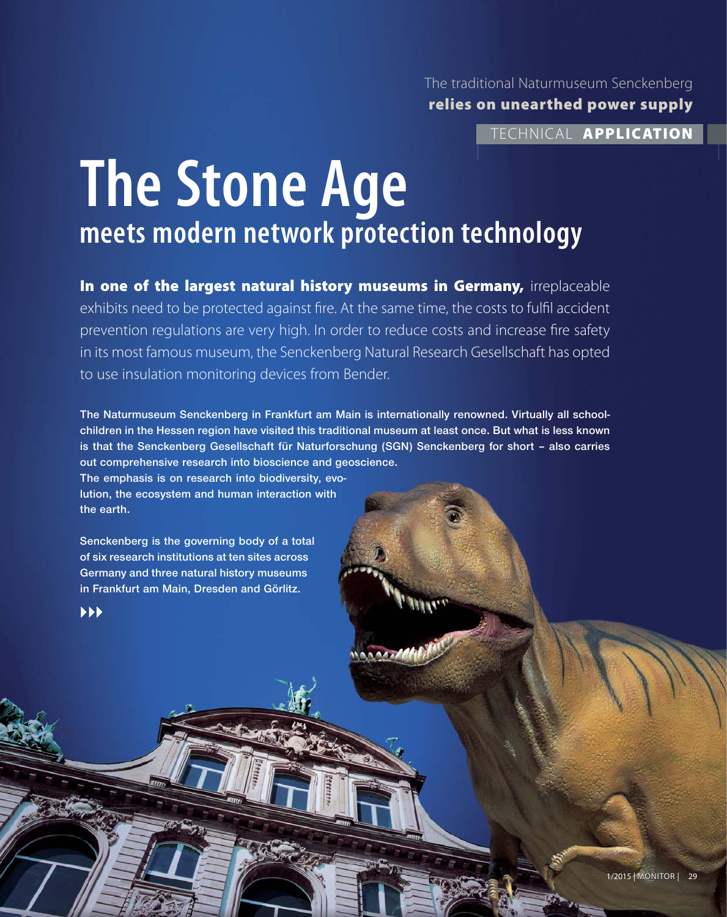The traditional Naturmuseum Senckenberg
**relies on unearthed power supply**

TECHNICAL **APPLICATION**

# The Stone Age
## meets modern network protection technology

**In one of the largest natural history museums in Germany,** irreplaceable exhibits need to be protected against fire. At the same time, the costs to fulfil accident prevention regulations are very high. In order to reduce costs and increase fire safety in its most famous museum, the Senckenberg Natural Research Gesellschaft has opted to use insulation monitoring devices from Bender.

**The Naturmuseum Senckenberg in Frankfurt am Main is internationally renowned. Virtually all school-children in the Hessen region have visited this traditional museum at least once. But what is less known is that the Senckenberg Gesellschaft für Naturforschung (SGN) Senckenberg for short – also carries out comprehensive research into bioscience and geoscience. The emphasis is on research into biodiversity, evolution, the ecosystem and human interaction with the earth.**

**Senckenberg is the governing body of a total of six research institutions at ten sites across Germany and three natural history museums in Frankfurt am Main, Dresden and Görlitz.**

▸▸▸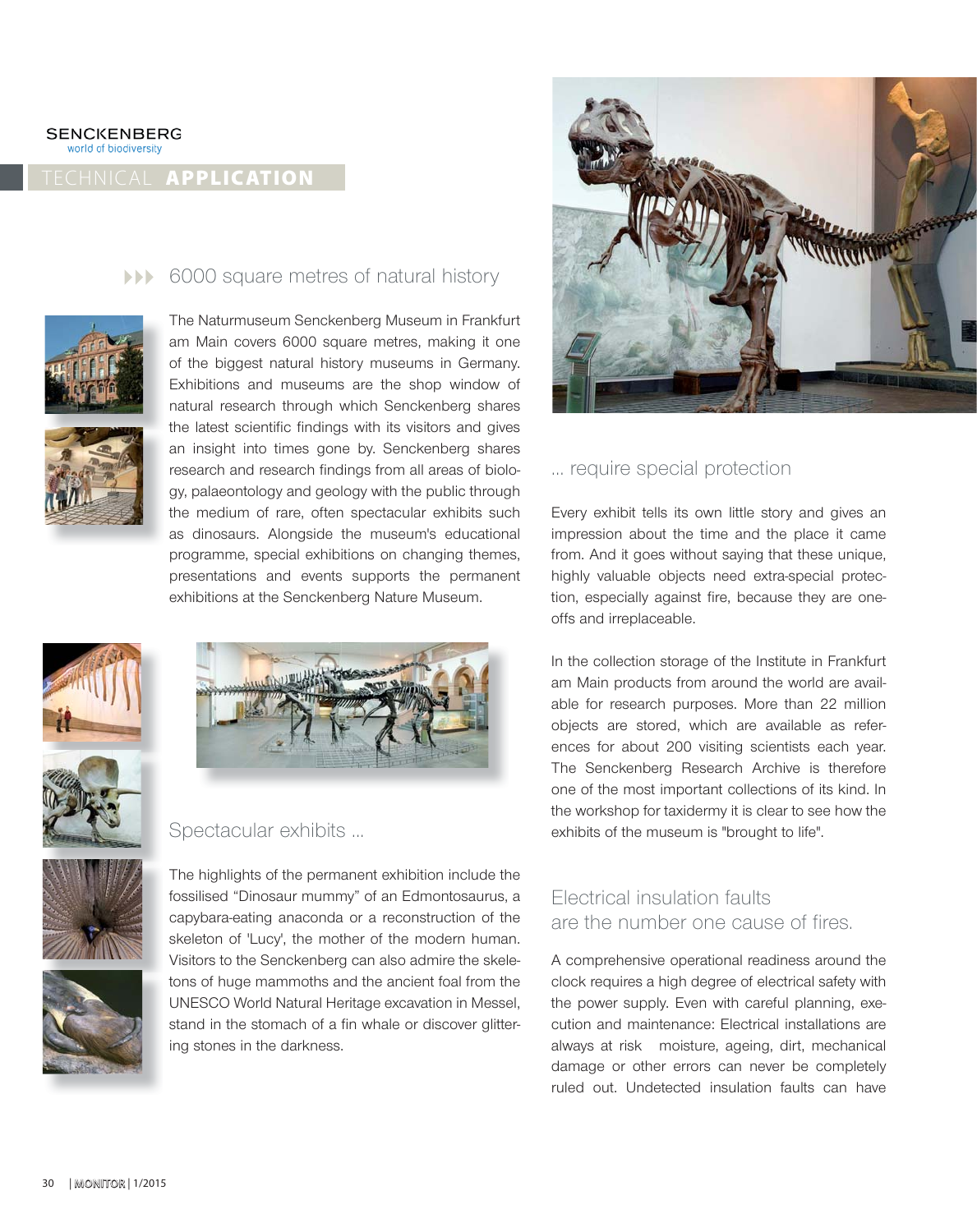SENCKENBERG
world of biodiversity

TECHNICAL **APPLICATION**

## 6000 square metres of natural history

The Naturmuseum Senckenberg Museum in Frankfurt am Main covers 6000 square metres, making it one of the biggest natural history museums in Germany. Exhibitions and museums are the shop window of natural research through which Senckenberg shares the latest scientific findings with its visitors and gives an insight into times gone by. Senckenberg shares research and research findings from all areas of biology, palaeontology and geology with the public through the medium of rare, often spectacular exhibits such as dinosaurs. Alongside the museum's educational programme, special exhibitions on changing themes, presentations and events supports the permanent exhibitions at the Senckenberg Nature Museum.

## Spectacular exhibits ...

The highlights of the permanent exhibition include the fossilised "Dinosaur mummy" of an Edmontosaurus, a capybara-eating anaconda or a reconstruction of the skeleton of 'Lucy', the mother of the modern human. Visitors to the Senckenberg can also admire the skeletons of huge mammoths and the ancient foal from the UNESCO World Natural Heritage excavation in Messel, stand in the stomach of a fin whale or discover glittering stones in the darkness.

## ... require special protection

Every exhibit tells its own little story and gives an impression about the time and the place it came from. And it goes without saying that these unique, highly valuable objects need extra-special protection, especially against fire, because they are one-offs and irreplaceable.

In the collection storage of the Institute in Frankfurt am Main products from around the world are available for research purposes. More than 22 million objects are stored, which are available as references for about 200 visiting scientists each year. The Senckenberg Research Archive is therefore one of the most important collections of its kind. In the workshop for taxidermy it is clear to see how the exhibits of the museum is "brought to life".

## Electrical insulation faults are the number one cause of fires.

A comprehensive operational readiness around the clock requires a high degree of electrical safety with the power supply. Even with careful planning, execution and maintenance: Electrical installations are always at risk moisture, ageing, dirt, mechanical damage or other errors can never be completely ruled out. Undetected insulation faults can have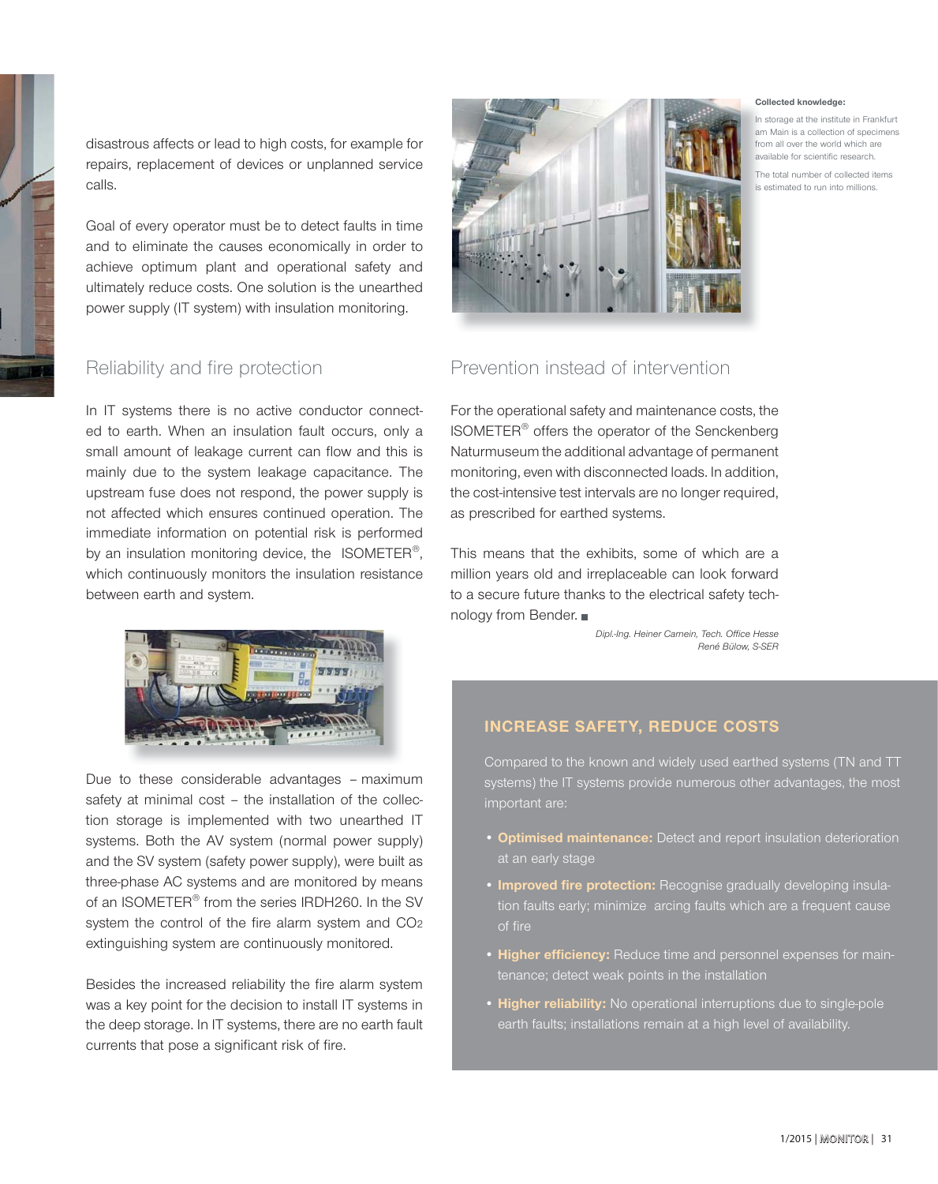disastrous affects or lead to high costs, for example for repairs, replacement of devices or unplanned service calls.

Goal of every operator must be to detect faults in time and to eliminate the causes economically in order to achieve optimum plant and operational safety and ultimately reduce costs. One solution is the unearthed power supply (IT system) with insulation monitoring.

## Reliability and fire protection

In IT systems there is no active conductor connected to earth. When an insulation fault occurs, only a small amount of leakage current can flow and this is mainly due to the system leakage capacitance. The upstream fuse does not respond, the power supply is not affected which ensures continued operation. The immediate information on potential risk is performed by an insulation monitoring device, the ISOMETER®, which continuously monitors the insulation resistance between earth and system.

Due to these considerable advantages – maximum safety at minimal cost – the installation of the collection storage is implemented with two unearthed IT systems. Both the AV system (normal power supply) and the SV system (safety power supply), were built as three-phase AC systems and are monitored by means of an ISOMETER® from the series IRDH260. In the SV system the control of the fire alarm system and $CO_2$ extinguishing system are continuously monitored.

Besides the increased reliability the fire alarm system was a key point for the decision to install IT systems in the deep storage. In IT systems, there are no earth fault currents that pose a significant risk of fire.

**Collected knowledge:**

In storage at the institute in Frankfurt am Main is a collection of specimens from all over the world which are available for scientific research.

The total number of collected items is estimated to run into millions.

## Prevention instead of intervention

For the operational safety and maintenance costs, the ISOMETER® offers the operator of the Senckenberg Naturmuseum the additional advantage of permanent monitoring, even with disconnected loads. In addition, the cost-intensive test intervals are no longer required, as prescribed for earthed systems.

This means that the exhibits, some of which are a million years old and irreplaceable can look forward to a secure future thanks to the electrical safety technology from Bender. ■

*Dipl.-Ing. Heiner Carnein, Tech. Office Hesse*
*René Bülow, S-SER*

### INCREASE SAFETY, REDUCE COSTS

Compared to the known and widely used earthed systems (TN and TT systems) the IT systems provide numerous other advantages, the most important are:

- **Optimised maintenance:** Detect and report insulation deterioration at an early stage
- **Improved fire protection:** Recognise gradually developing insulation faults early; minimize arcing faults which are a frequent cause of fire
- **Higher efficiency:** Reduce time and personnel expenses for maintenance; detect weak points in the installation
- **Higher reliability:** No operational interruptions due to single-pole earth faults; installations remain at a high level of availability.